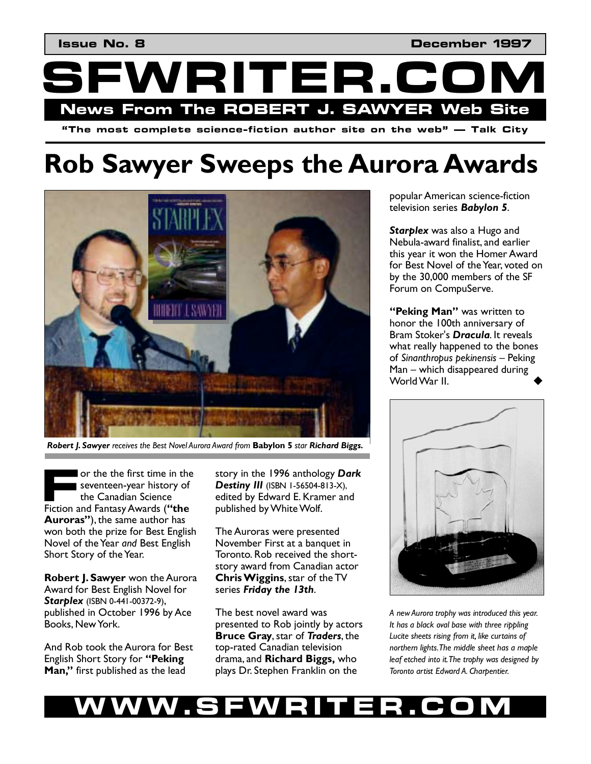**Issue No. 8** **December 1997**

# SFWRITER.COM

**News From The ROBERT J. SAWYER Web Site**

**"The most complete science-fiction author site on the web" — Talk City**

# Rob Sawyer Sweeps the Aurora Awards

***Robert J. Sawyer*** *receives the Best Novel Aurora Award from* **Babylon 5** *star* ***Richard Biggs.***

For the the first time in the seventeen-year history of the Canadian Science Fiction and Fantasy Awards (**"the Auroras"**), the same author has won both the prize for Best English Novel of the Year *and* Best English Short Story of the Year.

**Robert J. Sawyer** won the Aurora Award for Best English Novel for ***Starplex*** (ISBN 0-441-00372-9), published in October 1996 by Ace Books, New York.

And Rob took the Aurora for Best English Short Story for **"Peking Man,"** first published as the lead story in the 1996 anthology ***Dark Destiny III*** (ISBN 1-56504-813-X), edited by Edward E. Kramer and published by White Wolf.

The Auroras were presented November First at a banquet in Toronto. Rob received the short-story award from Canadian actor **Chris Wiggins**, star of the TV series ***Friday the 13th***.

The best novel award was presented to Rob jointly by actors **Bruce Gray**, star of ***Traders***, the top-rated Canadian television drama, and **Richard Biggs,** who plays Dr. Stephen Franklin on the popular American science-fiction television series ***Babylon 5***.

***Starplex*** was also a Hugo and Nebula-award finalist, and earlier this year it won the Homer Award for Best Novel of the Year, voted on by the 30,000 members of the SF Forum on CompuServe.

**"Peking Man"** was written to honor the 100th anniversary of Bram Stoker's ***Dracula***. It reveals what really happened to the bones of *Sinanthropus pekinensis* – Peking Man – which disappeared during World War II. ◆

*A new Aurora trophy was introduced this year. It has a black oval base with three rippling Lucite sheets rising from it, like curtains of northern lights. The middle sheet has a maple leaf etched into it. The trophy was designed by Toronto artist Edward A. Charpentier.*

**WWW.SFWRITER.COM**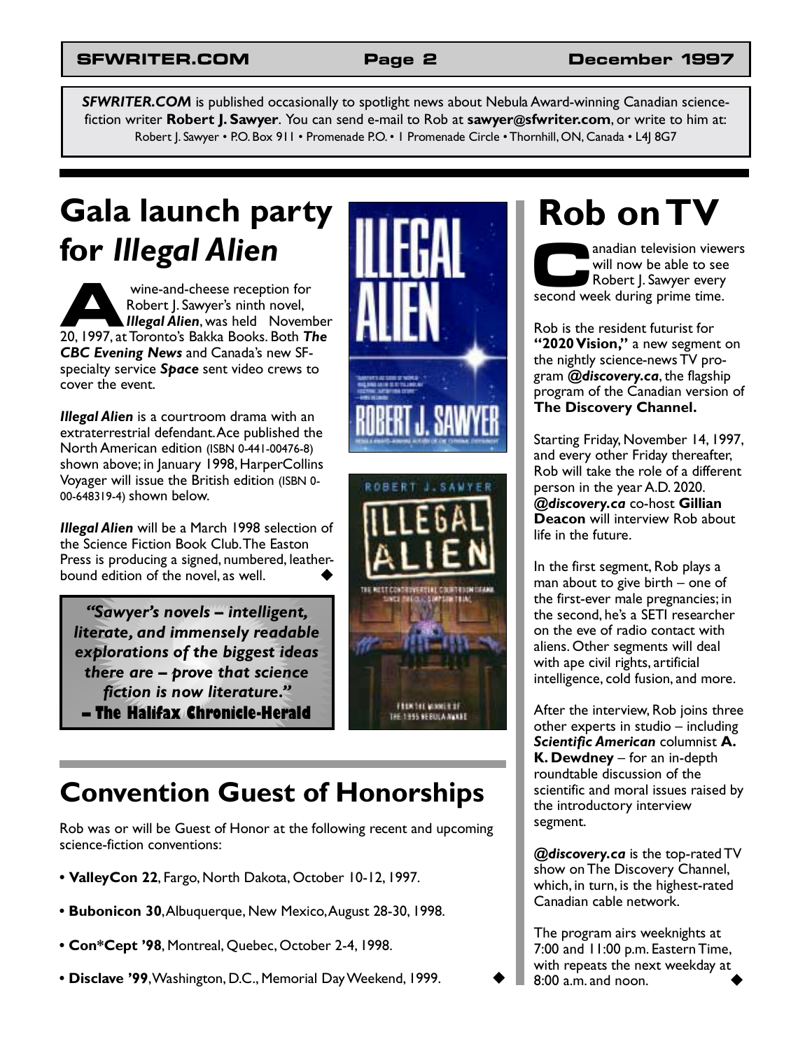*SFWRITER.COM* is published occasionally to spotlight news about Nebula Award-winning Canadian science-fiction writer **Robert J. Sawyer**. You can send e-mail to Rob at **sawyer@sfwriter.com**, or write to him at: Robert J. Sawyer • P.O. Box 911 • Promenade P.O. • 1 Promenade Circle • Thornhill, ON, Canada • L4J 8G7

# Gala launch party for *Illegal Alien*

A wine-and-cheese reception for Robert J. Sawyer's ninth novel, ***Illegal Alien***, was held November 20, 1997, at Toronto's Bakka Books. Both ***The CBC Evening News*** and Canada's new SF-specialty service ***Space*** sent video crews to cover the event.

***Illegal Alien*** is a courtroom drama with an extraterrestrial defendant. Ace published the North American edition (ISBN 0-441-00476-8) shown above; in January 1998, HarperCollins Voyager will issue the British edition (ISBN 0-00-648319-4) shown below.

***Illegal Alien*** will be a March 1998 selection of the Science Fiction Book Club. The Easton Press is producing a signed, numbered, leather-bound edition of the novel, as well. ◆

> ***"Sawyer's novels – intelligent, literate, and immensely readable explorations of the biggest ideas there are – prove that science fiction is now literature."***
> **– The Halifax Chronicle-Herald**

# Convention Guest of Honorships

Rob was or will be Guest of Honor at the following recent and upcoming science-fiction conventions:

- **ValleyCon 22**, Fargo, North Dakota, October 10-12, 1997.
- **Bubonicon 30**, Albuquerque, New Mexico, August 28-30, 1998.
- **Con*Cept '98**, Montreal, Quebec, October 2-4, 1998.
- **Disclave '99**, Washington, D.C., Memorial Day Weekend, 1999. ◆

# Rob on TV

Canadian television viewers will now be able to see Robert J. Sawyer every second week during prime time.

Rob is the resident futurist for **"2020 Vision,"** a new segment on the nightly science-news TV program ***@discovery.ca***, the flagship program of the Canadian version of **The Discovery Channel.**

Starting Friday, November 14, 1997, and every other Friday thereafter, Rob will take the role of a different person in the year A.D. 2020. ***@discovery.ca*** co-host **Gillian Deacon** will interview Rob about life in the future.

In the first segment, Rob plays a man about to give birth – one of the first-ever male pregnancies; in the second, he's a SETI researcher on the eve of radio contact with aliens. Other segments will deal with ape civil rights, artificial intelligence, cold fusion, and more.

After the interview, Rob joins three other experts in studio – including ***Scientific American*** columnist **A. K. Dewdney** – for an in-depth roundtable discussion of the scientific and moral issues raised by the introductory interview segment.

***@discovery.ca*** is the top-rated TV show on The Discovery Channel, which, in turn, is the highest-rated Canadian cable network.

The program airs weeknights at 7:00 and 11:00 p.m. Eastern Time, with repeats the next weekday at 8:00 a.m. and noon. ◆